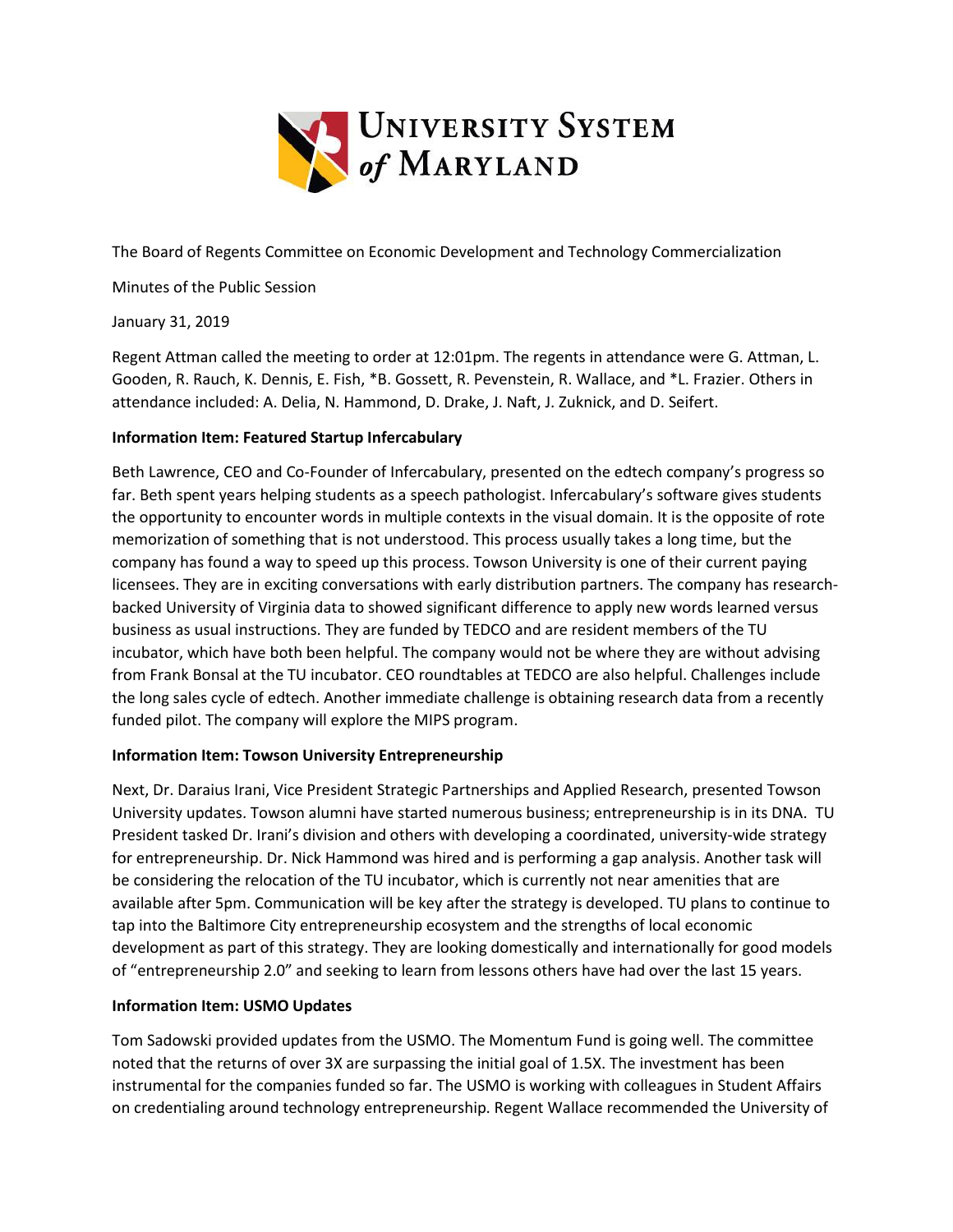The Board of Regents Committee on Economic Development and Technology Commercialization

Minutes of the Public Session

January 31, 2019

Regent Attman called the meeting to order at 12:01pm. The regents in attendance were G. Attman, L. Gooden, R. Rauch, K. Dennis, E. Fish, *B. Gossett, R. Pevenstein, R. Wallace, and *L. Frazier. Others in attendance included: A. Delia, N. Hammond, D. Drake, J. Naft, J. Zuknick, and D. Seifert.

**Information Item: Featured Startup Infercabulary**

Beth Lawrence, CEO and Co-Founder of Infercabulary, presented on the edtech company's progress so far. Beth spent years helping students as a speech pathologist. Infercabulary's software gives students the opportunity to encounter words in multiple contexts in the visual domain. It is the opposite of rote memorization of something that is not understood. This process usually takes a long time, but the company has found a way to speed up this process. Towson University is one of their current paying licensees. They are in exciting conversations with early distribution partners. The company has research-backed University of Virginia data to showed significant difference to apply new words learned versus business as usual instructions. They are funded by TEDCO and are resident members of the TU incubator, which have both been helpful. The company would not be where they are without advising from Frank Bonsal at the TU incubator. CEO roundtables at TEDCO are also helpful. Challenges include the long sales cycle of edtech. Another immediate challenge is obtaining research data from a recently funded pilot. The company will explore the MIPS program.

**Information Item: Towson University Entrepreneurship**

Next, Dr. Daraius Irani, Vice President Strategic Partnerships and Applied Research, presented Towson University updates. Towson alumni have started numerous business; entrepreneurship is in its DNA. TU President tasked Dr. Irani's division and others with developing a coordinated, university-wide strategy for entrepreneurship. Dr. Nick Hammond was hired and is performing a gap analysis. Another task will be considering the relocation of the TU incubator, which is currently not near amenities that are available after 5pm. Communication will be key after the strategy is developed. TU plans to continue to tap into the Baltimore City entrepreneurship ecosystem and the strengths of local economic development as part of this strategy. They are looking domestically and internationally for good models of "entrepreneurship 2.0" and seeking to learn from lessons others have had over the last 15 years.

**Information Item: USMO Updates**

Tom Sadowski provided updates from the USMO. The Momentum Fund is going well. The committee noted that the returns of over 3X are surpassing the initial goal of 1.5X. The investment has been instrumental for the companies funded so far. The USMO is working with colleagues in Student Affairs on credentialing around technology entrepreneurship. Regent Wallace recommended the University of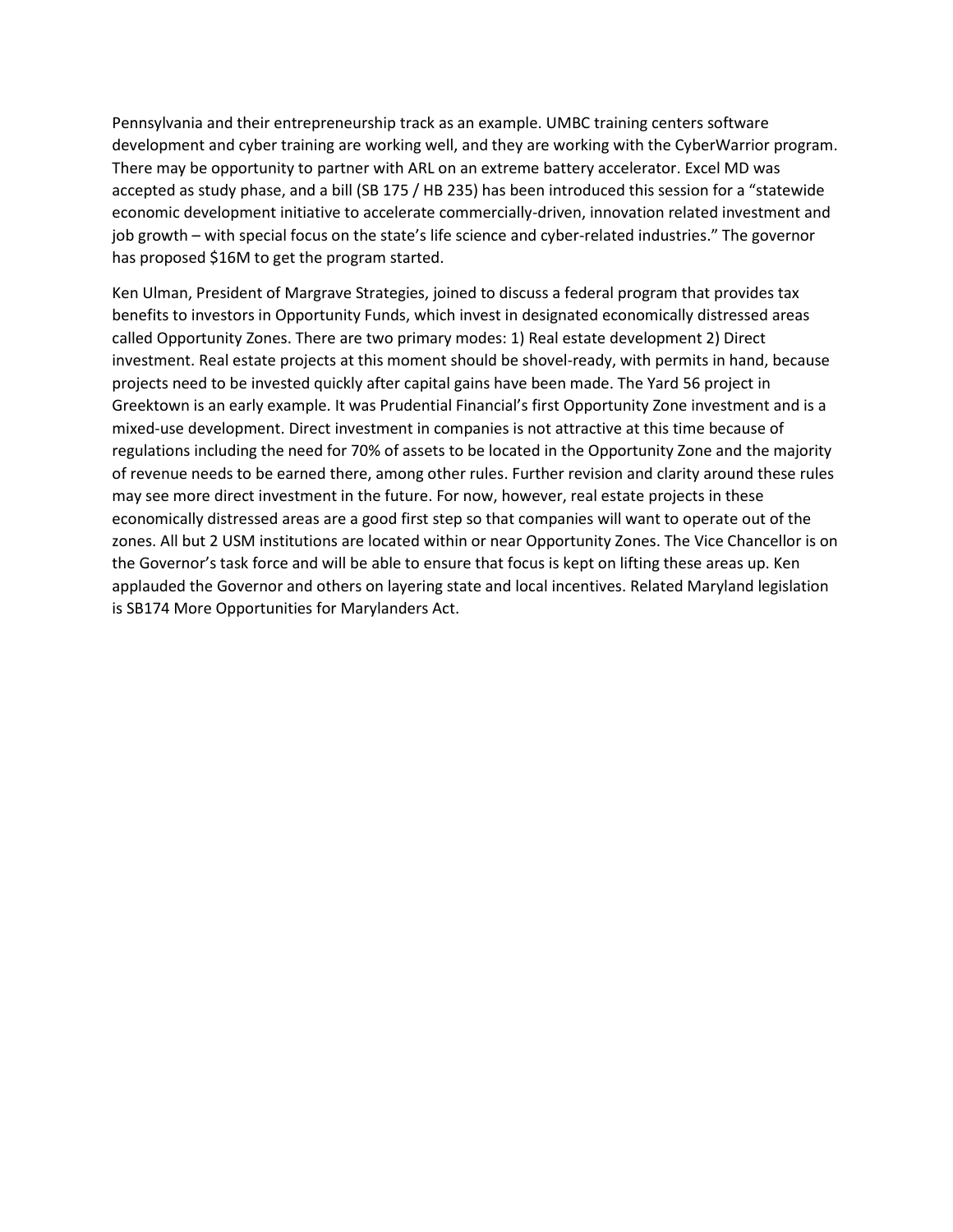Pennsylvania and their entrepreneurship track as an example. UMBC training centers software development and cyber training are working well, and they are working with the CyberWarrior program. There may be opportunity to partner with ARL on an extreme battery accelerator. Excel MD was accepted as study phase, and a bill (SB 175 / HB 235) has been introduced this session for a "statewide economic development initiative to accelerate commercially-driven, innovation related investment and job growth – with special focus on the state's life science and cyber-related industries." The governor has proposed $16M to get the program started.

Ken Ulman, President of Margrave Strategies, joined to discuss a federal program that provides tax benefits to investors in Opportunity Funds, which invest in designated economically distressed areas called Opportunity Zones. There are two primary modes: 1) Real estate development 2) Direct investment. Real estate projects at this moment should be shovel-ready, with permits in hand, because projects need to be invested quickly after capital gains have been made. The Yard 56 project in Greektown is an early example. It was Prudential Financial's first Opportunity Zone investment and is a mixed-use development. Direct investment in companies is not attractive at this time because of regulations including the need for 70% of assets to be located in the Opportunity Zone and the majority of revenue needs to be earned there, among other rules. Further revision and clarity around these rules may see more direct investment in the future. For now, however, real estate projects in these economically distressed areas are a good first step so that companies will want to operate out of the zones. All but 2 USM institutions are located within or near Opportunity Zones. The Vice Chancellor is on the Governor's task force and will be able to ensure that focus is kept on lifting these areas up. Ken applauded the Governor and others on layering state and local incentives. Related Maryland legislation is SB174 More Opportunities for Marylanders Act.